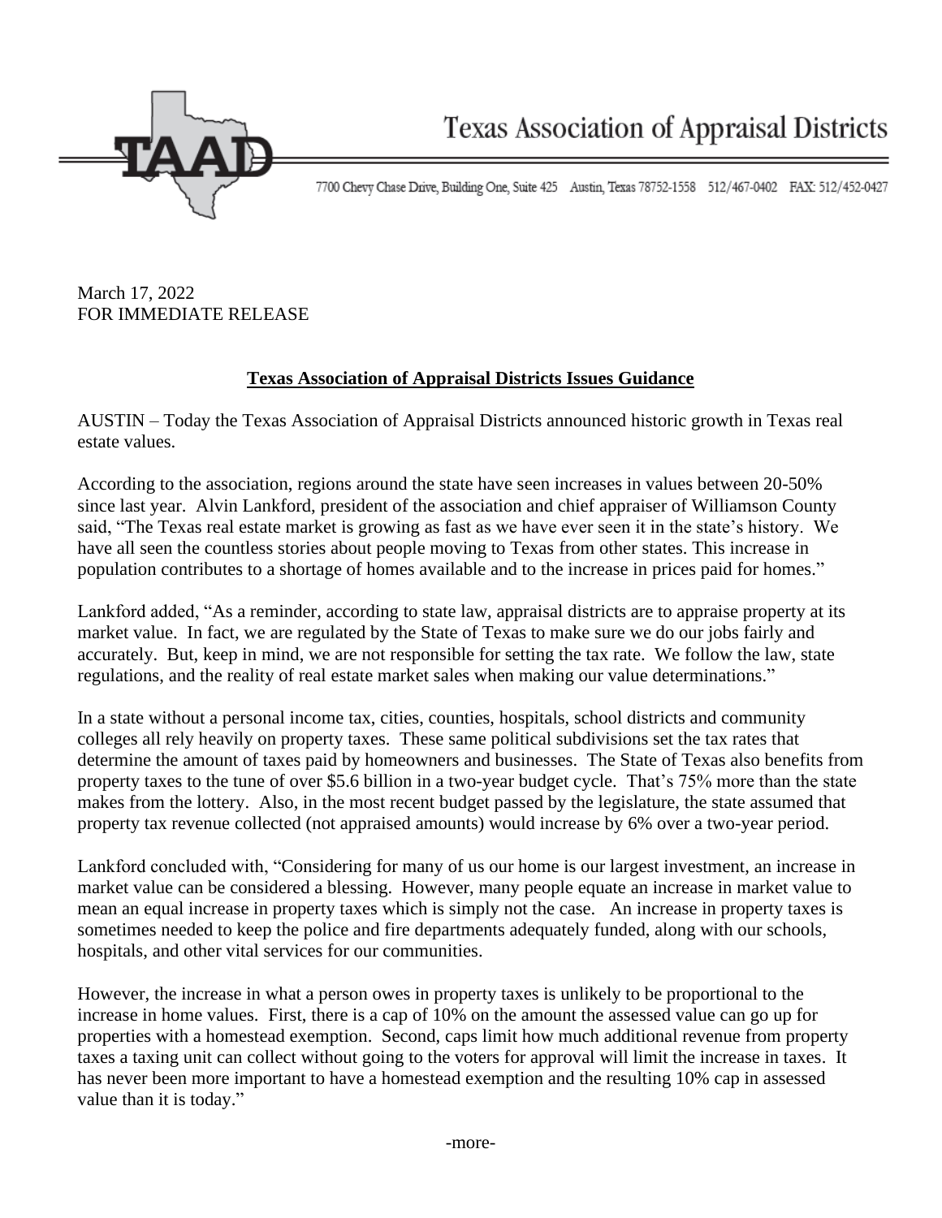Texas Association of Appraisal Districts

7700 Chevy Chase Drive, Building One, Suite 425 Austin, Texas 78752-1558 512/467-0402 FAX: 512/452-0427

March 17, 2022
FOR IMMEDIATE RELEASE

**Texas Association of Appraisal Districts Issues Guidance**

AUSTIN – Today the Texas Association of Appraisal Districts announced historic growth in Texas real estate values.

According to the association, regions around the state have seen increases in values between 20-50% since last year. Alvin Lankford, president of the association and chief appraiser of Williamson County said, "The Texas real estate market is growing as fast as we have ever seen it in the state's history. We have all seen the countless stories about people moving to Texas from other states. This increase in population contributes to a shortage of homes available and to the increase in prices paid for homes."

Lankford added, "As a reminder, according to state law, appraisal districts are to appraise property at its market value. In fact, we are regulated by the State of Texas to make sure we do our jobs fairly and accurately. But, keep in mind, we are not responsible for setting the tax rate. We follow the law, state regulations, and the reality of real estate market sales when making our value determinations."

In a state without a personal income tax, cities, counties, hospitals, school districts and community colleges all rely heavily on property taxes. These same political subdivisions set the tax rates that determine the amount of taxes paid by homeowners and businesses. The State of Texas also benefits from property taxes to the tune of over $5.6 billion in a two-year budget cycle. That's 75% more than the state makes from the lottery. Also, in the most recent budget passed by the legislature, the state assumed that property tax revenue collected (not appraised amounts) would increase by 6% over a two-year period.

Lankford concluded with, "Considering for many of us our home is our largest investment, an increase in market value can be considered a blessing. However, many people equate an increase in market value to mean an equal increase in property taxes which is simply not the case. An increase in property taxes is sometimes needed to keep the police and fire departments adequately funded, along with our schools, hospitals, and other vital services for our communities.

However, the increase in what a person owes in property taxes is unlikely to be proportional to the increase in home values. First, there is a cap of 10% on the amount the assessed value can go up for properties with a homestead exemption. Second, caps limit how much additional revenue from property taxes a taxing unit can collect without going to the voters for approval will limit the increase in taxes. It has never been more important to have a homestead exemption and the resulting 10% cap in assessed value than it is today."

-more-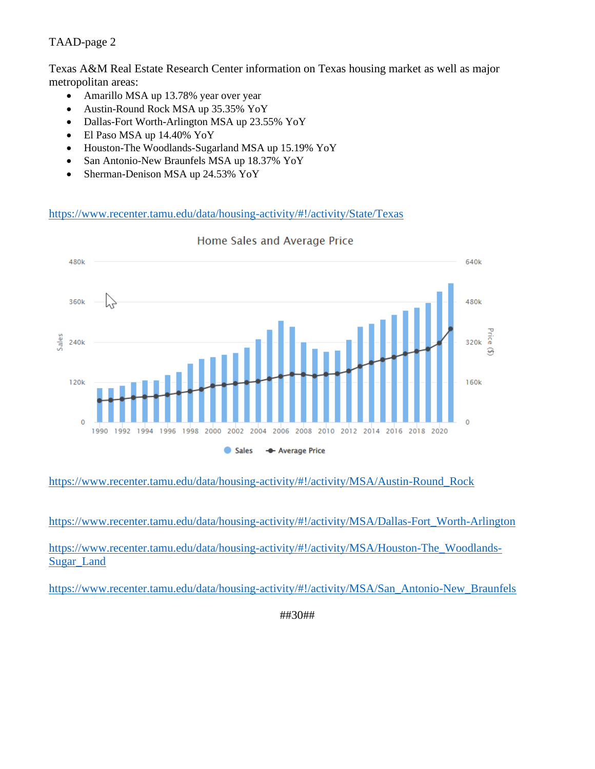TAAD-page 2

Texas A&M Real Estate Research Center information on Texas housing market as well as major metropolitan areas:

- Amarillo MSA up 13.78% year over year
- Austin-Round Rock MSA up 35.35% YoY
- Dallas-Fort Worth-Arlington MSA up 23.55% YoY
- El Paso MSA up 14.40% YoY
- Houston-The Woodlands-Sugarland MSA up 15.19% YoY
- San Antonio-New Braunfels MSA up 18.37% YoY
- Sherman-Denison MSA up 24.53% YoY

https://www.recenter.tamu.edu/data/housing-activity/#!/activity/State/Texas

Home Sales and Average Price

Sales

480k
360k
240k
120k
0

Price ($)

640k
480k
320k
160k
0

1990 1992 1994 1996 1998 2000 2002 2004 2006 2008 2010 2012 2014 2016 2018 2020

Sales
Average Price

https://www.recenter.tamu.edu/data/housing-activity/#!/activity/MSA/Austin-Round_Rock

https://www.recenter.tamu.edu/data/housing-activity/#!/activity/MSA/Dallas-Fort_Worth-Arlington

https://www.recenter.tamu.edu/data/housing-activity/#!/activity/MSA/Houston-The_Woodlands-Sugar_Land

https://www.recenter.tamu.edu/data/housing-activity/#!/activity/MSA/San_Antonio-New_Braunfels

##30##